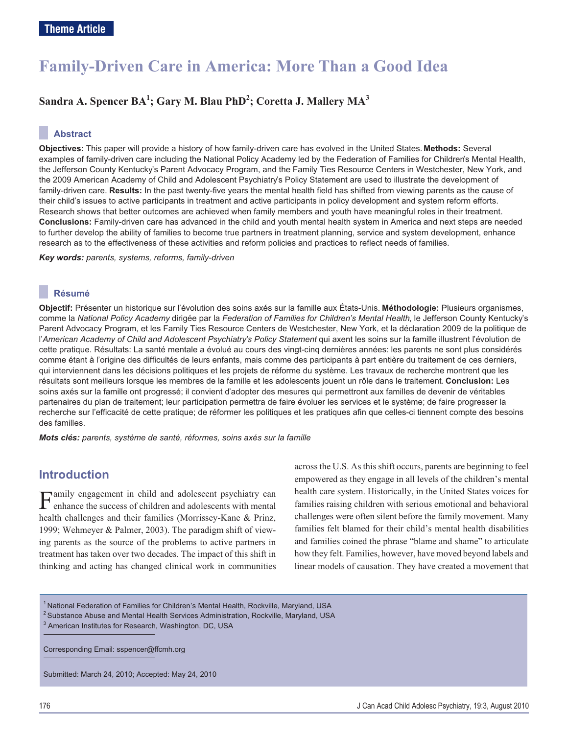Theme Article

# Family-Driven Care in America: More Than a Good Idea

**Sandra A. Spencer BA[1]; Gary M. Blau PhD[2]; Coretta J. Mallery MA[3]**

## Abstract

**Objectives:** This paper will provide a history of how family-driven care has evolved in the United States. **Methods:** Several examples of family-driven care including the National Policy Academy led by the Federation of Families for Children's Mental Health, the Jefferson County Kentucky's Parent Advocacy Program, and the Family Ties Resource Centers in Westchester, New York, and the 2009 American Academy of Child and Adolescent Psychiatry's Policy Statement are used to illustrate the development of family-driven care. **Results:** In the past twenty-five years the mental health field has shifted from viewing parents as the cause of their child's issues to active participants in treatment and active participants in policy development and system reform efforts. Research shows that better outcomes are achieved when family members and youth have meaningful roles in their treatment. **Conclusions:** Family-driven care has advanced in the child and youth mental health system in America and next steps are needed to further develop the ability of families to become true partners in treatment planning, service and system development, enhance research as to the effectiveness of these activities and reform policies and practices to reflect needs of families.

***Key words:*** *parents, systems, reforms, family-driven*

## Résumé

**Objectif:** Présenter un historique sur l'évolution des soins axés sur la famille aux États-Unis. **Méthodologie:** Plusieurs organismes, comme la *National Policy Academy* dirigée par la *Federation of Families for Children's Mental Health*, le Jefferson County Kentucky's Parent Advocacy Program, et les Family Ties Resource Centers de Westchester, New York, et la déclaration 2009 de la politique de l'*American Academy of Child and Adolescent Psychiatry's Policy Statement* qui axent les soins sur la famille illustrent l'évolution de cette pratique. Résultats: La santé mentale a évolué au cours des vingt-cinq dernières années: les parents ne sont plus considérés comme étant à l'origine des difficultés de leurs enfants, mais comme des participants à part entière du traitement de ces derniers, qui interviennent dans les décisions politiques et les projets de réforme du système. Les travaux de recherche montrent que les résultats sont meilleurs lorsque les membres de la famille et les adolescents jouent un rôle dans le traitement. **Conclusion:** Les soins axés sur la famille ont progressé; il convient d'adopter des mesures qui permettront aux familles de devenir de véritables partenaires du plan de traitement; leur participation permettra de faire évoluer les services et le système; de faire progresser la recherche sur l'efficacité de cette pratique; de réformer les politiques et les pratiques afin que celles-ci tiennent compte des besoins des familles.

***Mots clés:*** *parents, système de santé, réformes, soins axés sur la famille*

## Introduction

Family engagement in child and adolescent psychiatry can enhance the success of children and adolescents with mental health challenges and their families (Morrissey-Kane & Prinz, 1999; Wehmeyer & Palmer, 2003). The paradigm shift of viewing parents as the source of the problems to active partners in treatment has taken over two decades. The impact of this shift in thinking and acting has changed clinical work in communities across the U.S. As this shift occurs, parents are beginning to feel empowered as they engage in all levels of the children's mental health care system. Historically, in the United States voices for families raising children with serious emotional and behavioral challenges were often silent before the family movement. Many families felt blamed for their child's mental health disabilities and families coined the phrase "blame and shame" to articulate how they felt. Families, however, have moved beyond labels and linear models of causation. They have created a movement that

[1] National Federation of Families for Children's Mental Health, Rockville, Maryland, USA
[2] Substance Abuse and Mental Health Services Administration, Rockville, Maryland, USA
[3] American Institutes for Research, Washington, DC, USA

Corresponding Email: sspencer@ffcmh.org

Submitted: March 24, 2010; Accepted: May 24, 2010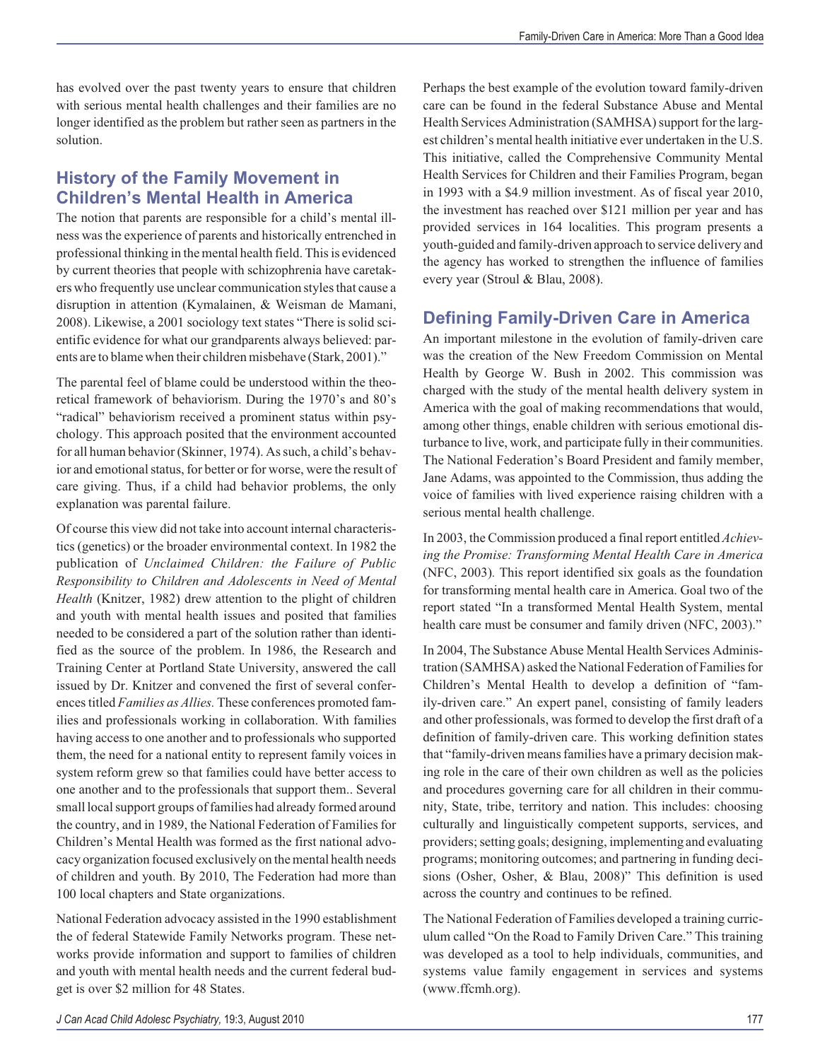has evolved over the past twenty years to ensure that children with serious mental health challenges and their families are no longer identified as the problem but rather seen as partners in the solution.

## History of the Family Movement in Children's Mental Health in America

The notion that parents are responsible for a child's mental illness was the experience of parents and historically entrenched in professional thinking in the mental health field. This is evidenced by current theories that people with schizophrenia have caretakers who frequently use unclear communication styles that cause a disruption in attention (Kymalainen, & Weisman de Mamani, 2008). Likewise, a 2001 sociology text states "There is solid scientific evidence for what our grandparents always believed: parents are to blame when their children misbehave (Stark, 2001)."

The parental feel of blame could be understood within the theoretical framework of behaviorism. During the 1970's and 80's "radical" behaviorism received a prominent status within psychology. This approach posited that the environment accounted for all human behavior (Skinner, 1974). As such, a child's behavior and emotional status, for better or for worse, were the result of care giving. Thus, if a child had behavior problems, the only explanation was parental failure.

Of course this view did not take into account internal characteristics (genetics) or the broader environmental context. In 1982 the publication of *Unclaimed Children: the Failure of Public Responsibility to Children and Adolescents in Need of Mental Health* (Knitzer, 1982) drew attention to the plight of children and youth with mental health issues and posited that families needed to be considered a part of the solution rather than identified as the source of the problem. In 1986, the Research and Training Center at Portland State University, answered the call issued by Dr. Knitzer and convened the first of several conferences titled *Families as Allies.* These conferences promoted families and professionals working in collaboration. With families having access to one another and to professionals who supported them, the need for a national entity to represent family voices in system reform grew so that families could have better access to one another and to the professionals that support them.. Several small local support groups of families had already formed around the country, and in 1989, the National Federation of Families for Children's Mental Health was formed as the first national advocacy organization focused exclusively on the mental health needs of children and youth. By 2010, The Federation had more than 100 local chapters and State organizations.

National Federation advocacy assisted in the 1990 establishment the of federal Statewide Family Networks program. These networks provide information and support to families of children and youth with mental health needs and the current federal budget is over $2 million for 48 States.

Perhaps the best example of the evolution toward family-driven care can be found in the federal Substance Abuse and Mental Health Services Administration (SAMHSA) support for the largest children's mental health initiative ever undertaken in the U.S. This initiative, called the Comprehensive Community Mental Health Services for Children and their Families Program, began in 1993 with a $4.9 million investment. As of fiscal year 2010, the investment has reached over $121 million per year and has provided services in 164 localities. This program presents a youth-guided and family-driven approach to service delivery and the agency has worked to strengthen the influence of families every year (Stroul & Blau, 2008).

## Defining Family-Driven Care in America

An important milestone in the evolution of family-driven care was the creation of the New Freedom Commission on Mental Health by George W. Bush in 2002. This commission was charged with the study of the mental health delivery system in America with the goal of making recommendations that would, among other things, enable children with serious emotional disturbance to live, work, and participate fully in their communities. The National Federation's Board President and family member, Jane Adams, was appointed to the Commission, thus adding the voice of families with lived experience raising children with a serious mental health challenge.

In 2003, the Commission produced a final report entitled *Achieving the Promise: Transforming Mental Health Care in America* (NFC, 2003). This report identified six goals as the foundation for transforming mental health care in America. Goal two of the report stated "In a transformed Mental Health System, mental health care must be consumer and family driven (NFC, 2003)."

In 2004, The Substance Abuse Mental Health Services Administration (SAMHSA) asked the National Federation of Families for Children's Mental Health to develop a definition of "family-driven care." An expert panel, consisting of family leaders and other professionals, was formed to develop the first draft of a definition of family-driven care. This working definition states that "family-driven means families have a primary decision making role in the care of their own children as well as the policies and procedures governing care for all children in their community, State, tribe, territory and nation. This includes: choosing culturally and linguistically competent supports, services, and providers; setting goals; designing, implementing and evaluating programs; monitoring outcomes; and partnering in funding decisions (Osher, Osher, & Blau, 2008)" This definition is used across the country and continues to be refined.

The National Federation of Families developed a training curriculum called "On the Road to Family Driven Care." This training was developed as a tool to help individuals, communities, and systems value family engagement in services and systems (www.ffcmh.org).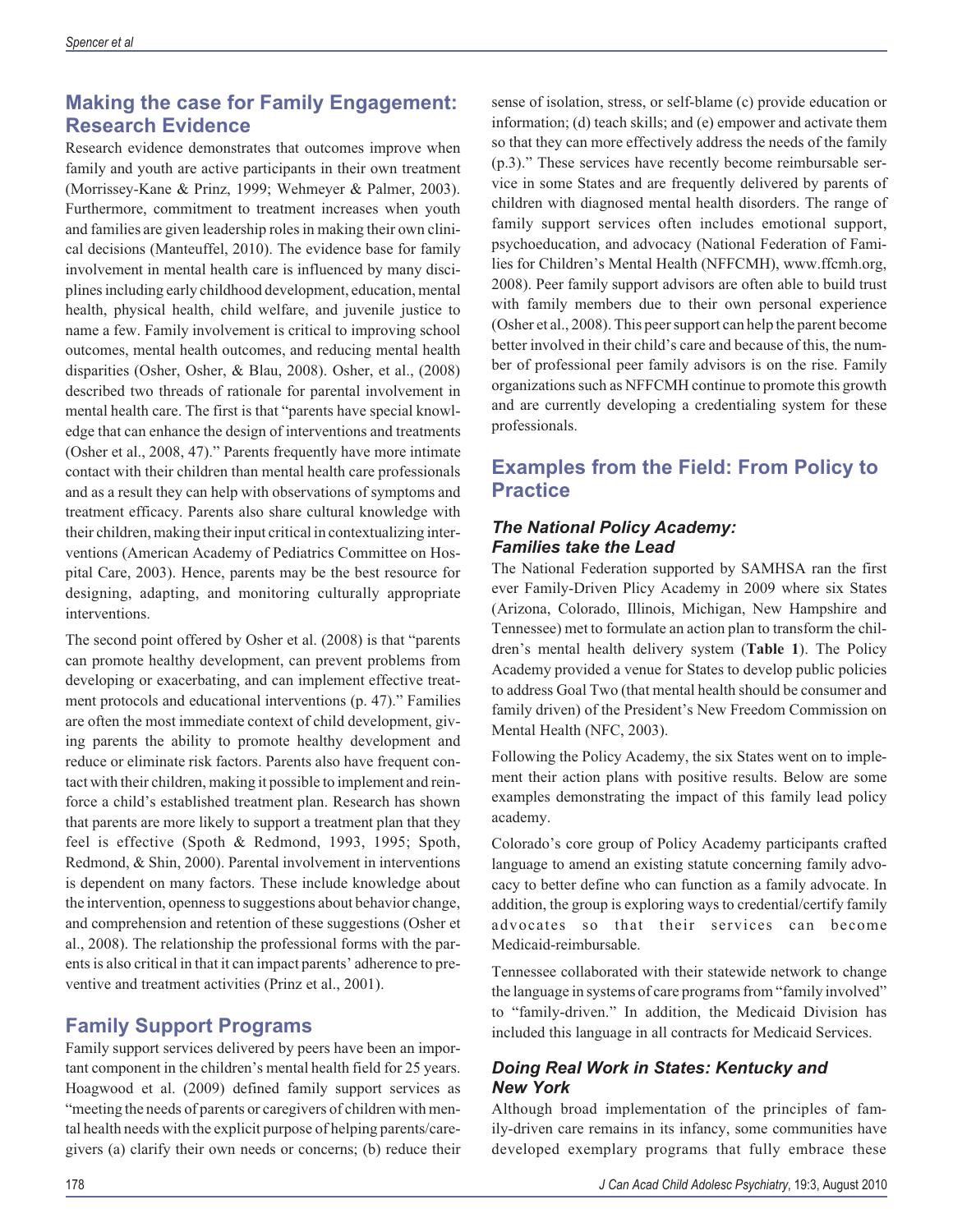## Making the case for Family Engagement: Research Evidence

Research evidence demonstrates that outcomes improve when family and youth are active participants in their own treatment (Morrissey-Kane & Prinz, 1999; Wehmeyer & Palmer, 2003). Furthermore, commitment to treatment increases when youth and families are given leadership roles in making their own clinical decisions (Manteuffel, 2010). The evidence base for family involvement in mental health care is influenced by many disciplines including early childhood development, education, mental health, physical health, child welfare, and juvenile justice to name a few. Family involvement is critical to improving school outcomes, mental health outcomes, and reducing mental health disparities (Osher, Osher, & Blau, 2008). Osher, et al., (2008) described two threads of rationale for parental involvement in mental health care. The first is that "parents have special knowledge that can enhance the design of interventions and treatments (Osher et al., 2008, 47)." Parents frequently have more intimate contact with their children than mental health care professionals and as a result they can help with observations of symptoms and treatment efficacy. Parents also share cultural knowledge with their children, making their input critical in contextualizing interventions (American Academy of Pediatrics Committee on Hospital Care, 2003). Hence, parents may be the best resource for designing, adapting, and monitoring culturally appropriate interventions.

The second point offered by Osher et al. (2008) is that "parents can promote healthy development, can prevent problems from developing or exacerbating, and can implement effective treatment protocols and educational interventions (p. 47)." Families are often the most immediate context of child development, giving parents the ability to promote healthy development and reduce or eliminate risk factors. Parents also have frequent contact with their children, making it possible to implement and reinforce a child's established treatment plan. Research has shown that parents are more likely to support a treatment plan that they feel is effective (Spoth & Redmond, 1993, 1995; Spoth, Redmond, & Shin, 2000). Parental involvement in interventions is dependent on many factors. These include knowledge about the intervention, openness to suggestions about behavior change, and comprehension and retention of these suggestions (Osher et al., 2008). The relationship the professional forms with the parents is also critical in that it can impact parents' adherence to preventive and treatment activities (Prinz et al., 2001).

## Family Support Programs

Family support services delivered by peers have been an important component in the children's mental health field for 25 years. Hoagwood et al. (2009) defined family support services as "meeting the needs of parents or caregivers of children with mental health needs with the explicit purpose of helping parents/caregivers (a) clarify their own needs or concerns; (b) reduce their sense of isolation, stress, or self-blame (c) provide education or information; (d) teach skills; and (e) empower and activate them so that they can more effectively address the needs of the family (p.3)." These services have recently become reimbursable service in some States and are frequently delivered by parents of children with diagnosed mental health disorders. The range of family support services often includes emotional support, psychoeducation, and advocacy (National Federation of Families for Children's Mental Health (NFFCMH), www.ffcmh.org, 2008). Peer family support advisors are often able to build trust with family members due to their own personal experience (Osher et al., 2008). This peer support can help the parent become better involved in their child's care and because of this, the number of professional peer family advisors is on the rise. Family organizations such as NFFCMH continue to promote this growth and are currently developing a credentialing system for these professionals.

## Examples from the Field: From Policy to Practice

### *The National Policy Academy: Families take the Lead*

The National Federation supported by SAMHSA ran the first ever Family-Driven Plicy Academy in 2009 where six States (Arizona, Colorado, Illinois, Michigan, New Hampshire and Tennessee) met to formulate an action plan to transform the children's mental health delivery system (**Table 1**). The Policy Academy provided a venue for States to develop public policies to address Goal Two (that mental health should be consumer and family driven) of the President's New Freedom Commission on Mental Health (NFC, 2003).

Following the Policy Academy, the six States went on to implement their action plans with positive results. Below are some examples demonstrating the impact of this family lead policy academy.

Colorado's core group of Policy Academy participants crafted language to amend an existing statute concerning family advocacy to better define who can function as a family advocate. In addition, the group is exploring ways to credential/certify family advocates so that their services can become Medicaid-reimbursable.

Tennessee collaborated with their statewide network to change the language in systems of care programs from "family involved" to "family-driven." In addition, the Medicaid Division has included this language in all contracts for Medicaid Services.

### *Doing Real Work in States: Kentucky and New York*

Although broad implementation of the principles of family-driven care remains in its infancy, some communities have developed exemplary programs that fully embrace these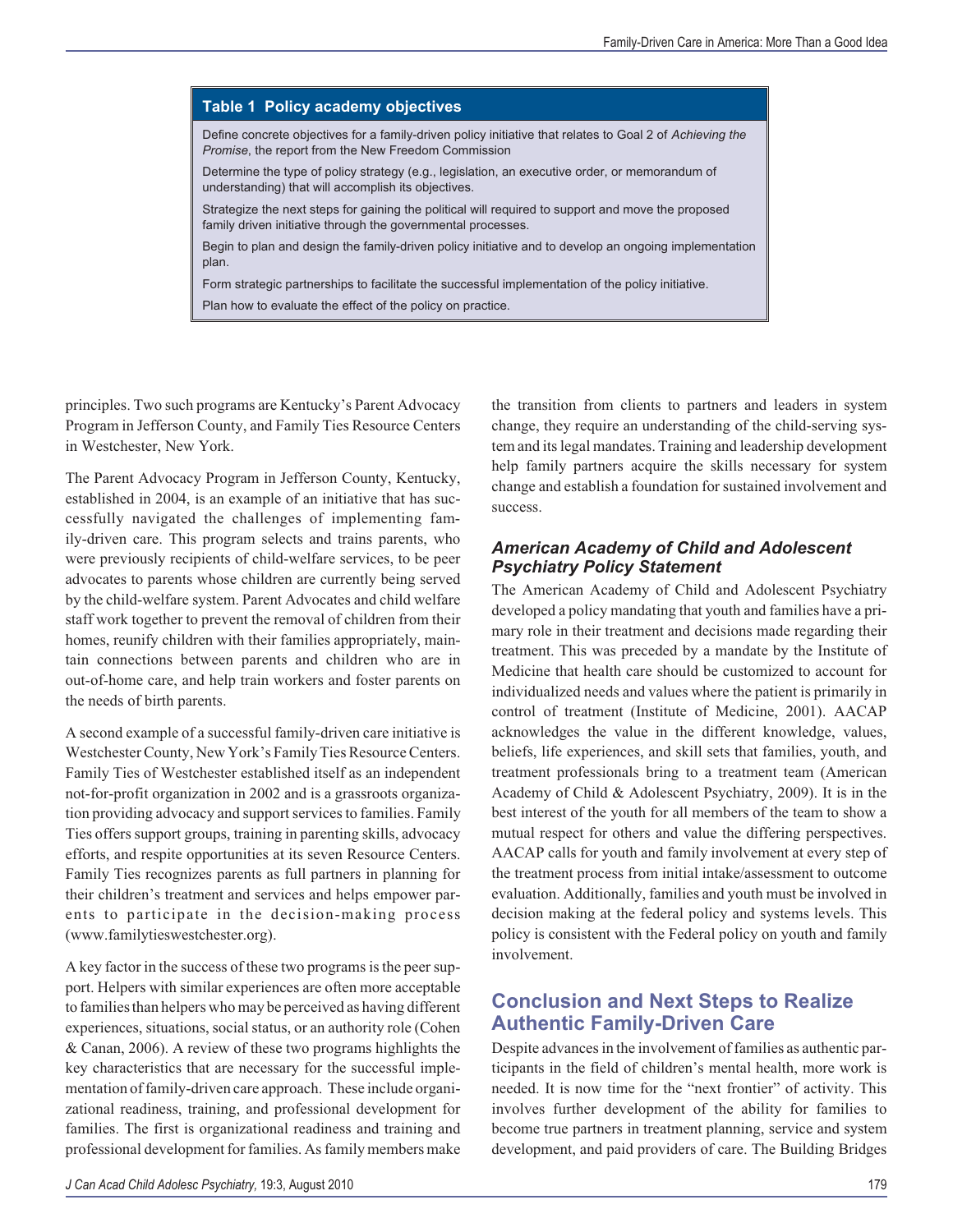**Table 1 Policy academy objectives**

| Table 1 Policy academy objectives |
| --- |
| Define concrete objectives for a family-driven policy initiative that relates to Goal 2 of *Achieving the Promise*, the report from the New Freedom Commission |
| Determine the type of policy strategy (e.g., legislation, an executive order, or memorandum of understanding) that will accomplish its objectives. |
| Strategize the next steps for gaining the political will required to support and move the proposed family driven initiative through the governmental processes. |
| Begin to plan and design the family-driven policy initiative and to develop an ongoing implementation plan. |
| Form strategic partnerships to facilitate the successful implementation of the policy initiative. |
| Plan how to evaluate the effect of the policy on practice. |

principles. Two such programs are Kentucky's Parent Advocacy Program in Jefferson County, and Family Ties Resource Centers in Westchester, New York.

The Parent Advocacy Program in Jefferson County, Kentucky, established in 2004, is an example of an initiative that has successfully navigated the challenges of implementing family-driven care. This program selects and trains parents, who were previously recipients of child-welfare services, to be peer advocates to parents whose children are currently being served by the child-welfare system. Parent Advocates and child welfare staff work together to prevent the removal of children from their homes, reunify children with their families appropriately, maintain connections between parents and children who are in out-of-home care, and help train workers and foster parents on the needs of birth parents.

A second example of a successful family-driven care initiative is Westchester County, New York's Family Ties Resource Centers. Family Ties of Westchester established itself as an independent not-for-profit organization in 2002 and is a grassroots organization providing advocacy and support services to families. Family Ties offers support groups, training in parenting skills, advocacy efforts, and respite opportunities at its seven Resource Centers. Family Ties recognizes parents as full partners in planning for their children's treatment and services and helps empower parents to participate in the decision-making process (www.familytieswestchester.org).

A key factor in the success of these two programs is the peer support. Helpers with similar experiences are often more acceptable to families than helpers who may be perceived as having different experiences, situations, social status, or an authority role (Cohen & Canan, 2006). A review of these two programs highlights the key characteristics that are necessary for the successful implementation of family-driven care approach. These include organizational readiness, training, and professional development for families. The first is organizational readiness and training and professional development for families. As family members make the transition from clients to partners and leaders in system change, they require an understanding of the child-serving system and its legal mandates. Training and leadership development help family partners acquire the skills necessary for system change and establish a foundation for sustained involvement and success.

### *American Academy of Child and Adolescent Psychiatry Policy Statement*

The American Academy of Child and Adolescent Psychiatry developed a policy mandating that youth and families have a primary role in their treatment and decisions made regarding their treatment. This was preceded by a mandate by the Institute of Medicine that health care should be customized to account for individualized needs and values where the patient is primarily in control of treatment (Institute of Medicine, 2001). AACAP acknowledges the value in the different knowledge, values, beliefs, life experiences, and skill sets that families, youth, and treatment professionals bring to a treatment team (American Academy of Child & Adolescent Psychiatry, 2009). It is in the best interest of the youth for all members of the team to show a mutual respect for others and value the differing perspectives. AACAP calls for youth and family involvement at every step of the treatment process from initial intake/assessment to outcome evaluation. Additionally, families and youth must be involved in decision making at the federal policy and systems levels. This policy is consistent with the Federal policy on youth and family involvement.

## Conclusion and Next Steps to Realize Authentic Family-Driven Care

Despite advances in the involvement of families as authentic participants in the field of children's mental health, more work is needed. It is now time for the "next frontier" of activity. This involves further development of the ability for families to become true partners in treatment planning, service and system development, and paid providers of care. The Building Bridges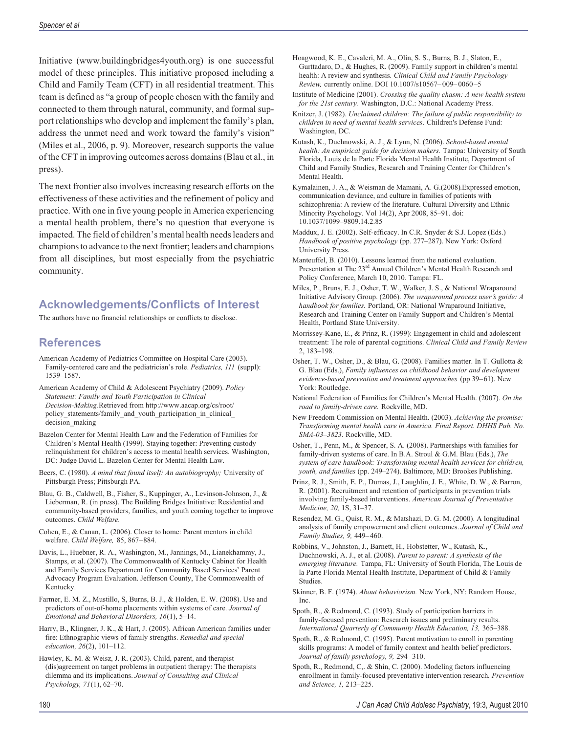Initiative (www.buildingbridges4youth.org) is one successful model of these principles. This initiative proposed including a Child and Family Team (CFT) in all residential treatment. This team is defined as "a group of people chosen with the family and connected to them through natural, community, and formal support relationships who develop and implement the family's plan, address the unmet need and work toward the family's vision" (Miles et al., 2006, p. 9). Moreover, research supports the value of the CFT in improving outcomes across domains (Blau et al., in press).

The next frontier also involves increasing research efforts on the effectiveness of these activities and the refinement of policy and practice. With one in five young people in America experiencing a mental health problem, there's no question that everyone is impacted. The field of children's mental health needs leaders and champions to advance to the next frontier; leaders and champions from all disciplines, but most especially from the psychiatric community.

## Acknowledgements/Conflicts of Interest

The authors have no financial relationships or conflicts to disclose.

## References

American Academy of Pediatrics Committee on Hospital Care (2003). Family-centered care and the pediatrician's role. *Pediatrics, 111* (suppl): 1539–1587.

American Academy of Child & Adolescent Psychiatry (2009). *Policy Statement: Family and Youth Participation in Clinical Decision-Making.* Retrieved from http://www.aacap.org/cs/root/policy_statements/family_and_youth_participation_in_clinical_decision_making

Bazelon Center for Mental Health Law and the Federation of Families for Children's Mental Health (1999). Staying together: Preventing custody relinquishment for children's access to mental health services. Washington, DC: Judge David L. Bazelon Center for Mental Health Law.

Beers, C. (1980). *A mind that found itself: An autobiography;* University of Pittsburgh Press; Pittsburgh PA.

Blau, G. B., Caldwell, B., Fisher, S., Kuppinger, A., Levinson-Johnson, J., & Lieberman, R. (in press). The Building Bridges Initiative: Residential and community-based providers, families, and youth coming together to improve outcomes. *Child Welfare.*

Cohen, E., & Canan, L. (2006). Closer to home: Parent mentors in child welfare. *Child Welfare,* 85, 867–884.

Davis, L., Huebner, R. A., Washington, M., Jannings, M., Lianekhammy, J., Stamps, et al. (2007). The Commonwealth of Kentucky Cabinet for Health and Family Services Department for Community Based Services' Parent Advocacy Program Evaluation. Jefferson County, The Commonwealth of Kentucky.

Farmer, E. M. Z., Mustillo, S, Burns, B. J., & Holden, E. W. (2008). Use and predictors of out-of-home placements within systems of care. *Journal of Emotional and Behavioral Disorders, 16*(1), 5–14.

Harry, B., Klingner, J. K., & Hart, J. (2005). African American families under fire: Ethnographic views of family strengths. *Remedial and special education, 26*(2), 101–112.

Hawley, K. M. & Weisz, J. R. (2003). Child, parent, and therapist (dis)agreement on target problems in outpatient therapy: The therapists dilemma and its implications. *Journal of Consulting and Clinical Psychology, 71*(1), 62–70.

Hoagwood, K. E., Cavaleri, M. A., Olin, S. S., Burns, B. J., Slaton, E., Gurttadaro, D., & Hughes, R. (2009). Family support in children's mental health: A review and synthesis. *Clinical Child and Family Psychology Review,* currently online. DOI 10.1007/s10567– 009– 0060 –5

Institute of Medicine (2001). *Crossing the quality chasm: A new health system for the 21st century.* Washington, D.C.: National Academy Press.

Knitzer, J. (1982). *Unclaimed children: The failure of public responsibility to children in need of mental health services.* Children's Defense Fund: Washington, DC.

Kutash, K., Duchnowski, A. J., & Lynn, N. (2006). *School-based mental health: An empirical guide for decision makers.* Tampa: University of South Florida, Louis de la Parte Florida Mental Health Institute, Department of Child and Family Studies, Research and Training Center for Children's Mental Health.

Kymalainen, J. A., & Weisman de Mamani, A. G.(2008).Expressed emotion, communication deviance, and culture in families of patients with schizophrenia: A review of the literature. Cultural Diversity and Ethnic Minority Psychology. Vol 14(2), Apr 2008, 85–91. doi: 10.1037/1099–9809.14.2.85

Maddux, J. E. (2002). Self-efficacy. In C.R. Snyder & S.J. Lopez (Eds.) *Handbook of positive psychology* (pp. 277–287). New York: Oxford University Press.

Manteuffel, B. (2010). Lessons learned from the national evaluation. Presentation at The 23rd Annual Children's Mental Health Research and Policy Conference, March 10, 2010. Tampa: FL.

Miles, P., Bruns, E. J., Osher, T. W., Walker, J. S., & National Wraparound Initiative Advisory Group. (2006). *The wraparound process user's guide: A handbook for families.* Portland, OR: National Wraparound Initiative, Research and Training Center on Family Support and Children's Mental Health, Portland State University.

Morrissey-Kane, E., & Prinz, R. (1999): Engagement in child and adolescent treatment: The role of parental cognitions. *Clinical Child and Family Review* 2, 183–198.

Osher, T. W., Osher, D., & Blau, G. (2008). Families matter. In T. Gullotta & G. Blau (Eds.), *Family influences on childhood behavior and development evidence-based prevention and treatment approaches* (pp 39–61). New York: Routledge.

National Federation of Families for Children's Mental Health. (2007). *On the road to family-driven care.* Rockville, MD.

New Freedom Commission on Mental Health. (2003). *Achieving the promise: Transforming mental health care in America. Final Report. DHHS Pub. No. SMA-03–3823.* Rockville, MD.

Osher, T., Penn, M., & Spencer, S. A. (2008). Partnerships with families for family-driven systems of care. In B.A. Stroul & G.M. Blau (Eds.), *The system of care handbook: Transforming mental health services for children, youth, and families* (pp. 249–274). Baltimore, MD: Brookes Publishing.

Prinz, R. J., Smith, E. P., Dumas, J., Laughlin, J. E., White, D. W., & Barron, R. (2001). Recruitment and retention of participants in prevention trials involving family-based interventions. *American Journal of Preventative Medicine, 20,* 1S, 31–37.

Resendez, M. G., Quist, R. M., & Matshazi, D. G. M. (2000). A longitudinal analysis of family empowerment and client outcomes. *Journal of Child and Family Studies, 9,* 449–460.

Robbins, V., Johnston, J., Barnett, H., Hobstetter, W., Kutash, K., Duchnowski, A. J., et al. (2008). *Parent to parent: A synthesis of the emerging literature.* Tampa, FL: University of South Florida, The Louis de la Parte Florida Mental Health Institute, Department of Child & Family Studies.

Skinner, B. F. (1974). *About behaviorism.* New York, NY: Random House, Inc.

Spoth, R., & Redmond, C. (1993). Study of participation barriers in family-focused prevention: Research issues and preliminary results. *International Quarterly of Community Health Education, 13,* 365–388.

Spoth, R., & Redmond, C. (1995). Parent motivation to enroll in parenting skills programs: A model of family context and health belief predictors. *Journal of family psychology, 9,* 294–310.

Spoth, R., Redmond, C,. & Shin, C. (2000). Modeling factors influencing enrollment in family-focused preventative intervention research. *Prevention and Science, 1,* 213–225.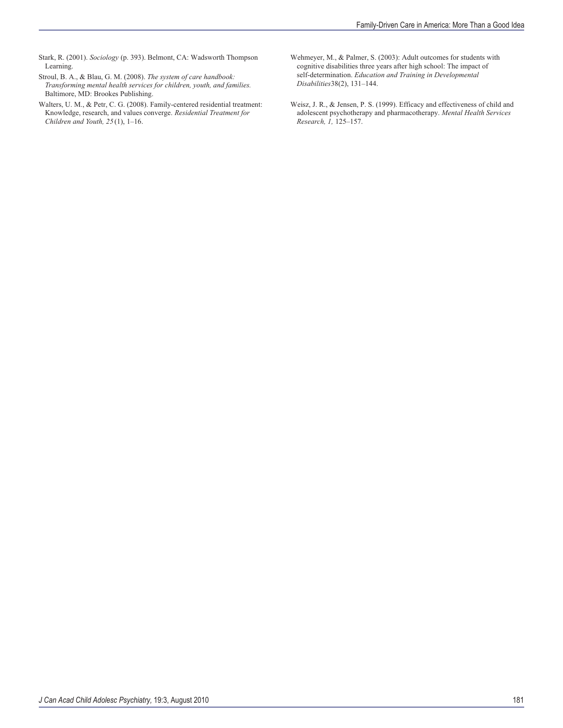Stark, R. (2001). *Sociology* (p. 393). Belmont, CA: Wadsworth Thompson Learning.

Stroul, B. A., & Blau, G. M. (2008). *The system of care handbook: Transforming mental health services for children, youth, and families.* Baltimore, MD: Brookes Publishing.

Walters, U. M., & Petr, C. G. (2008). Family-centered residential treatment: Knowledge, research, and values converge. *Residential Treatment for Children and Youth, 25* (1), 1–16.

Wehmeyer, M., & Palmer, S. (2003): Adult outcomes for students with cognitive disabilities three years after high school: The impact of self-determination. *Education and Training in Developmental Disabilities* 38(2), 131–144.

Weisz, J. R., & Jensen, P. S. (1999). Efficacy and effectiveness of child and adolescent psychotherapy and pharmacotherapy. *Mental Health Services Research, 1,* 125–157.